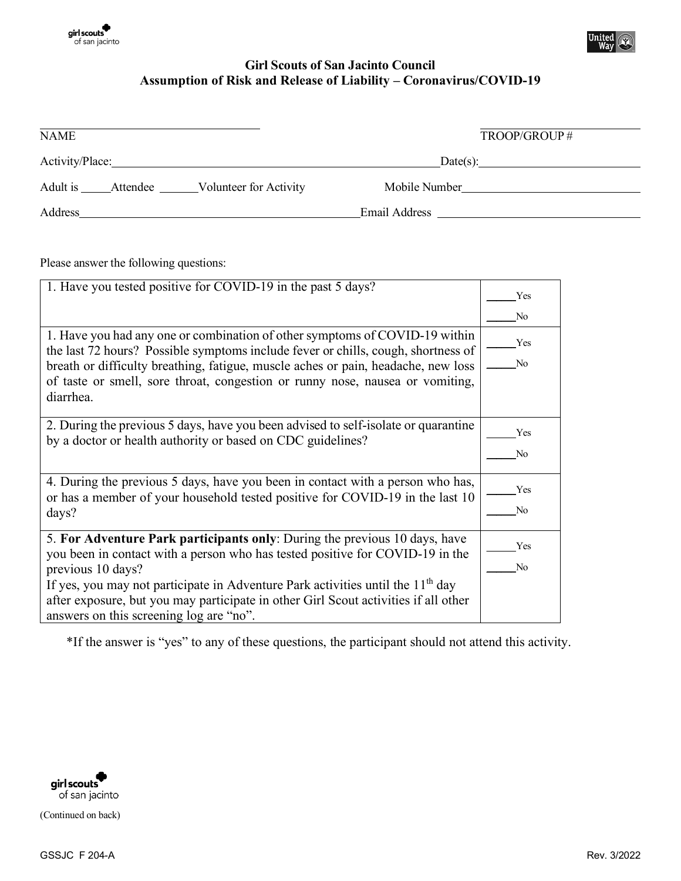# Girl Scouts of San Jacinto Council
## Assumption of Risk and Release of Liability – Coronavirus/COVID-19

NAME ________________________ TROOP/GROUP # ____________

Activity/Place: ________________________ Date(s): ____________

Adult is _____Attendee ______Volunteer for Activity Mobile Number ____________

Address ________________________ Email Address ____________

Please answer the following questions:

| Question | Answer |
|---|---|
| 1. Have you tested positive for COVID-19 in the past 5 days? | _____Yes<br>_____No |
| 1. Have you had any one or combination of other symptoms of COVID-19 within the last 72 hours? Possible symptoms include fever or chills, cough, shortness of breath or difficulty breathing, fatigue, muscle aches or pain, headache, new loss of taste or smell, sore throat, congestion or runny nose, nausea or vomiting, diarrhea. | _____Yes<br>_____No |
| 2. During the previous 5 days, have you been advised to self-isolate or quarantine by a doctor or health authority or based on CDC guidelines? | _____Yes<br>_____No |
| 4. During the previous 5 days, have you been in contact with a person who has, or has a member of your household tested positive for COVID-19 in the last 10 days? | _____Yes<br>_____No |
| 5. **For Adventure Park participants only**: During the previous 10 days, have you been in contact with a person who has tested positive for COVID-19 in the previous 10 days?<br>If yes, you may not participate in Adventure Park activities until the 11th day after exposure, but you may participate in other Girl Scout activities if all other answers on this screening log are "no". | _____Yes<br>_____No |

*If the answer is "yes" to any of these questions, the participant should not attend this activity.

(Continued on back)

GSSJC F 204-A Rev. 3/2022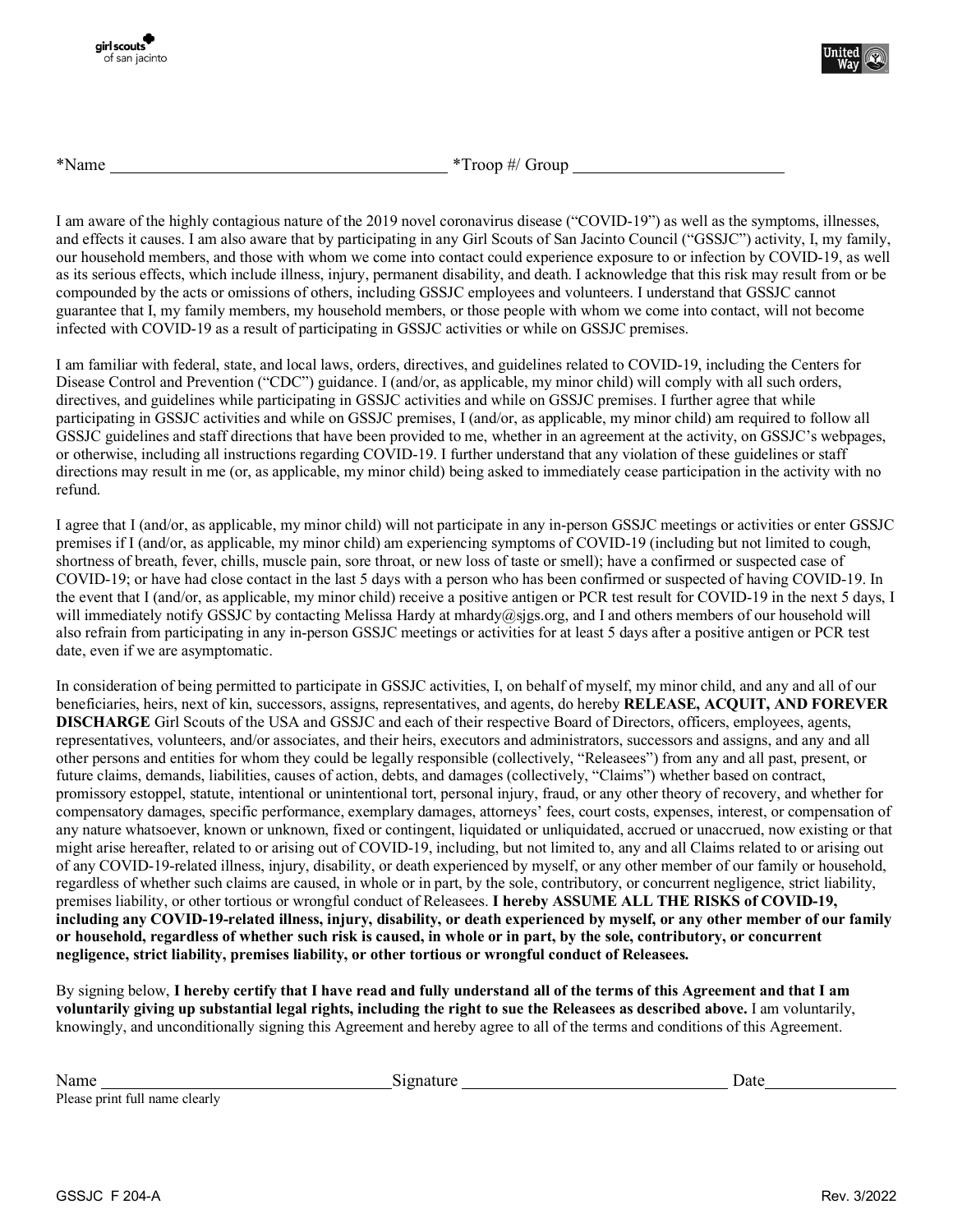*Name ______________________________ *Troop #/ Group ____________________

I am aware of the highly contagious nature of the 2019 novel coronavirus disease ("COVID-19") as well as the symptoms, illnesses, and effects it causes. I am also aware that by participating in any Girl Scouts of San Jacinto Council ("GSSJC") activity, I, my family, our household members, and those with whom we come into contact could experience exposure to or infection by COVID-19, as well as its serious effects, which include illness, injury, permanent disability, and death. I acknowledge that this risk may result from or be compounded by the acts or omissions of others, including GSSJC employees and volunteers. I understand that GSSJC cannot guarantee that I, my family members, my household members, or those people with whom we come into contact, will not become infected with COVID-19 as a result of participating in GSSJC activities or while on GSSJC premises.

I am familiar with federal, state, and local laws, orders, directives, and guidelines related to COVID-19, including the Centers for Disease Control and Prevention ("CDC") guidance. I (and/or, as applicable, my minor child) will comply with all such orders, directives, and guidelines while participating in GSSJC activities and while on GSSJC premises. I further agree that while participating in GSSJC activities and while on GSSJC premises, I (and/or, as applicable, my minor child) am required to follow all GSSJC guidelines and staff directions that have been provided to me, whether in an agreement at the activity, on GSSJC's webpages, or otherwise, including all instructions regarding COVID-19. I further understand that any violation of these guidelines or staff directions may result in me (or, as applicable, my minor child) being asked to immediately cease participation in the activity with no refund.

I agree that I (and/or, as applicable, my minor child) will not participate in any in-person GSSJC meetings or activities or enter GSSJC premises if I (and/or, as applicable, my minor child) am experiencing symptoms of COVID-19 (including but not limited to cough, shortness of breath, fever, chills, muscle pain, sore throat, or new loss of taste or smell); have a confirmed or suspected case of COVID-19; or have had close contact in the last 5 days with a person who has been confirmed or suspected of having COVID-19. In the event that I (and/or, as applicable, my minor child) receive a positive antigen or PCR test result for COVID-19 in the next 5 days, I will immediately notify GSSJC by contacting Melissa Hardy at mhardy@sjgs.org, and I and others members of our household will also refrain from participating in any in-person GSSJC meetings or activities for at least 5 days after a positive antigen or PCR test date, even if we are asymptomatic.

In consideration of being permitted to participate in GSSJC activities, I, on behalf of myself, my minor child, and any and all of our beneficiaries, heirs, next of kin, successors, assigns, representatives, and agents, do hereby **RELEASE, ACQUIT, AND FOREVER DISCHARGE** Girl Scouts of the USA and GSSJC and each of their respective Board of Directors, officers, employees, agents, representatives, volunteers, and/or associates, and their heirs, executors and administrators, successors and assigns, and any and all other persons and entities for whom they could be legally responsible (collectively, "Releasees") from any and all past, present, or future claims, demands, liabilities, causes of action, debts, and damages (collectively, "Claims") whether based on contract, promissory estoppel, statute, intentional or unintentional tort, personal injury, fraud, or any other theory of recovery, and whether for compensatory damages, specific performance, exemplary damages, attorneys' fees, court costs, expenses, interest, or compensation of any nature whatsoever, known or unknown, fixed or contingent, liquidated or unliquidated, accrued or unaccrued, now existing or that might arise hereafter, related to or arising out of COVID-19, including, but not limited to, any and all Claims related to or arising out of any COVID-19-related illness, injury, disability, or death experienced by myself, or any other member of our family or household, regardless of whether such claims are caused, in whole or in part, by the sole, contributory, or concurrent negligence, strict liability, premises liability, or other tortious or wrongful conduct of Releasees. **I hereby ASSUME ALL THE RISKS of COVID-19, including any COVID-19-related illness, injury, disability, or death experienced by myself, or any other member of our family or household, regardless of whether such risk is caused, in whole or in part, by the sole, contributory, or concurrent negligence, strict liability, premises liability, or other tortious or wrongful conduct of Releasees.**

By signing below, **I hereby certify that I have read and fully understand all of the terms of this Agreement and that I am voluntarily giving up substantial legal rights, including the right to sue the Releasees as described above.** I am voluntarily, knowingly, and unconditionally signing this Agreement and hereby agree to all of the terms and conditions of this Agreement.

Name ______________________________ Signature ______________________________ Date ______________

Please print full name clearly

GSSJC F 204-A

Rev. 3/2022